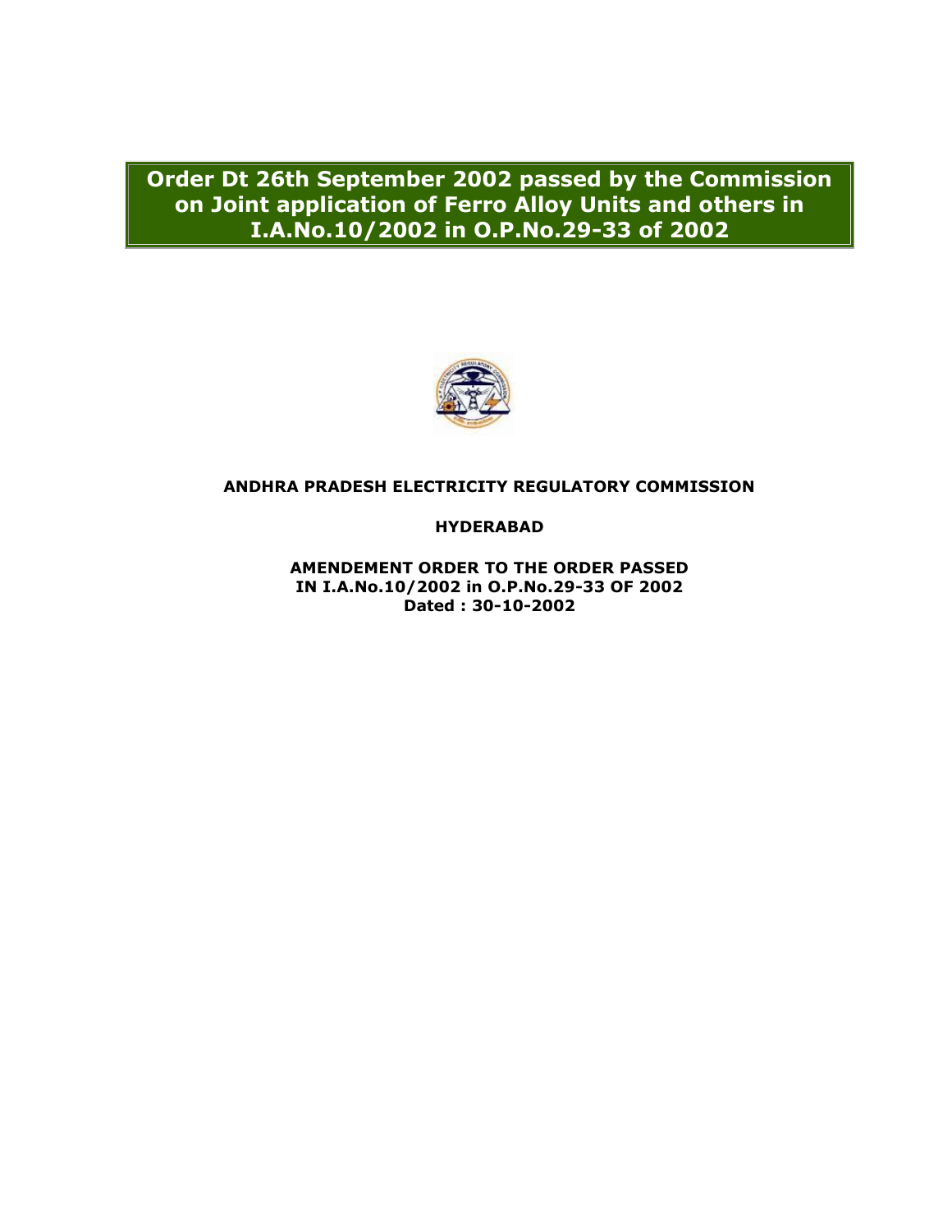# Order Dt 26th September 2002 passed by the Commission on Joint application of Ferro Alloy Units and others in I.A.No.10/2002 in O.P.No.29-33 of 2002

**ANDHRA PRADESH ELECTRICITY REGULATORY COMMISSION**

**HYDERABAD**

**AMENDEMENT ORDER TO THE ORDER PASSED IN I.A.No.10/2002 in O.P.No.29-33 OF 2002 Dated : 30-10-2002**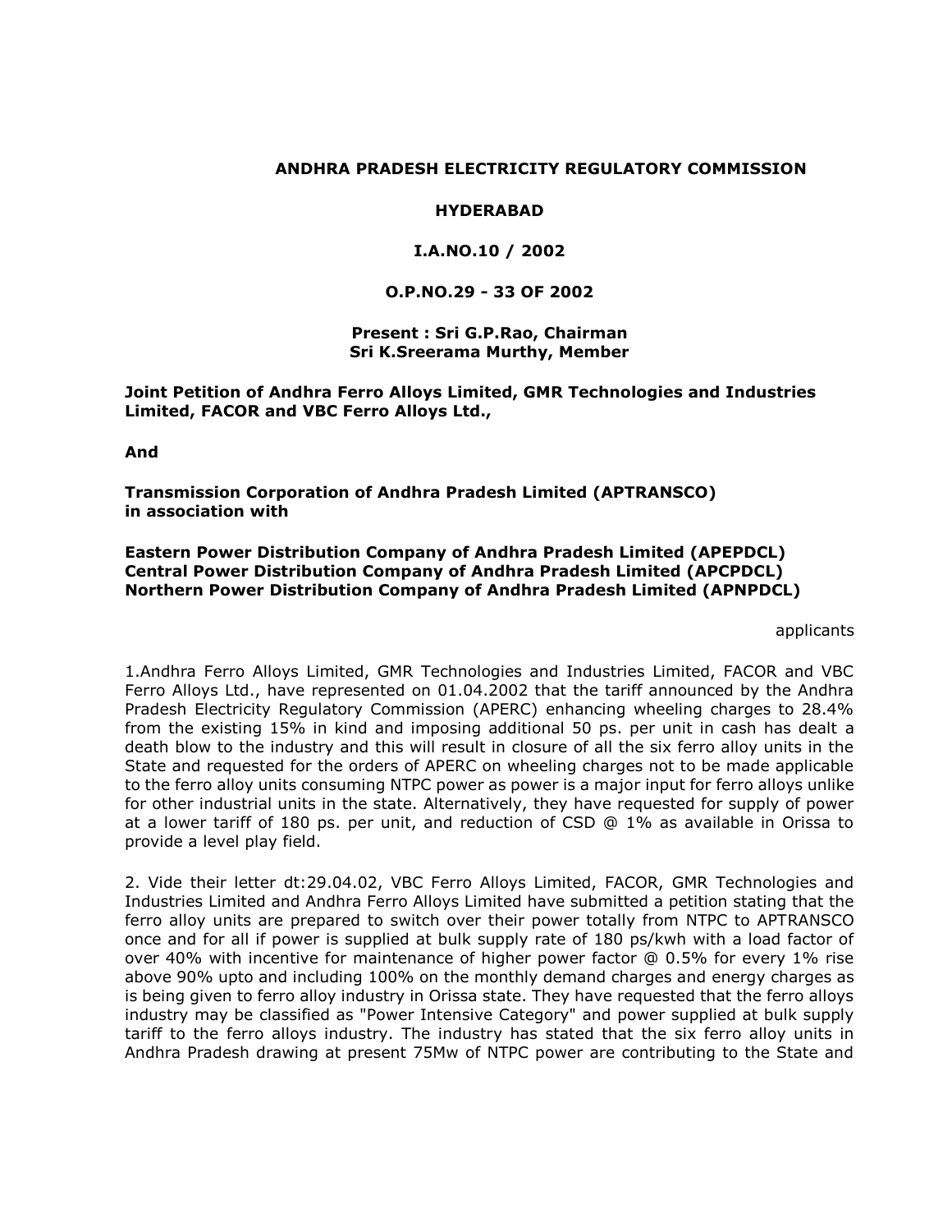**ANDHRA PRADESH ELECTRICITY REGULATORY COMMISSION**

**HYDERABAD**

**I.A.NO.10 / 2002**

**O.P.NO.29 - 33 OF 2002**

**Present : Sri G.P.Rao, Chairman**
**Sri K.Sreerama Murthy, Member**

**Joint Petition of Andhra Ferro Alloys Limited, GMR Technologies and Industries Limited, FACOR and VBC Ferro Alloys Ltd.,**

**And**

**Transmission Corporation of Andhra Pradesh Limited (APTRANSCO) in association with**

**Eastern Power Distribution Company of Andhra Pradesh Limited (APEPDCL)**
**Central Power Distribution Company of Andhra Pradesh Limited (APCPDCL)**
**Northern Power Distribution Company of Andhra Pradesh Limited (APNPDCL)**

applicants

1.Andhra Ferro Alloys Limited, GMR Technologies and Industries Limited, FACOR and VBC Ferro Alloys Ltd., have represented on 01.04.2002 that the tariff announced by the Andhra Pradesh Electricity Regulatory Commission (APERC) enhancing wheeling charges to 28.4% from the existing 15% in kind and imposing additional 50 ps. per unit in cash has dealt a death blow to the industry and this will result in closure of all the six ferro alloy units in the State and requested for the orders of APERC on wheeling charges not to be made applicable to the ferro alloy units consuming NTPC power as power is a major input for ferro alloys unlike for other industrial units in the state. Alternatively, they have requested for supply of power at a lower tariff of 180 ps. per unit, and reduction of CSD @ 1% as available in Orissa to provide a level play field.

2. Vide their letter dt:29.04.02, VBC Ferro Alloys Limited, FACOR, GMR Technologies and Industries Limited and Andhra Ferro Alloys Limited have submitted a petition stating that the ferro alloy units are prepared to switch over their power totally from NTPC to APTRANSCO once and for all if power is supplied at bulk supply rate of 180 ps/kwh with a load factor of over 40% with incentive for maintenance of higher power factor @ 0.5% for every 1% rise above 90% upto and including 100% on the monthly demand charges and energy charges as is being given to ferro alloy industry in Orissa state. They have requested that the ferro alloys industry may be classified as "Power Intensive Category" and power supplied at bulk supply tariff to the ferro alloys industry. The industry has stated that the six ferro alloy units in Andhra Pradesh drawing at present 75Mw of NTPC power are contributing to the State and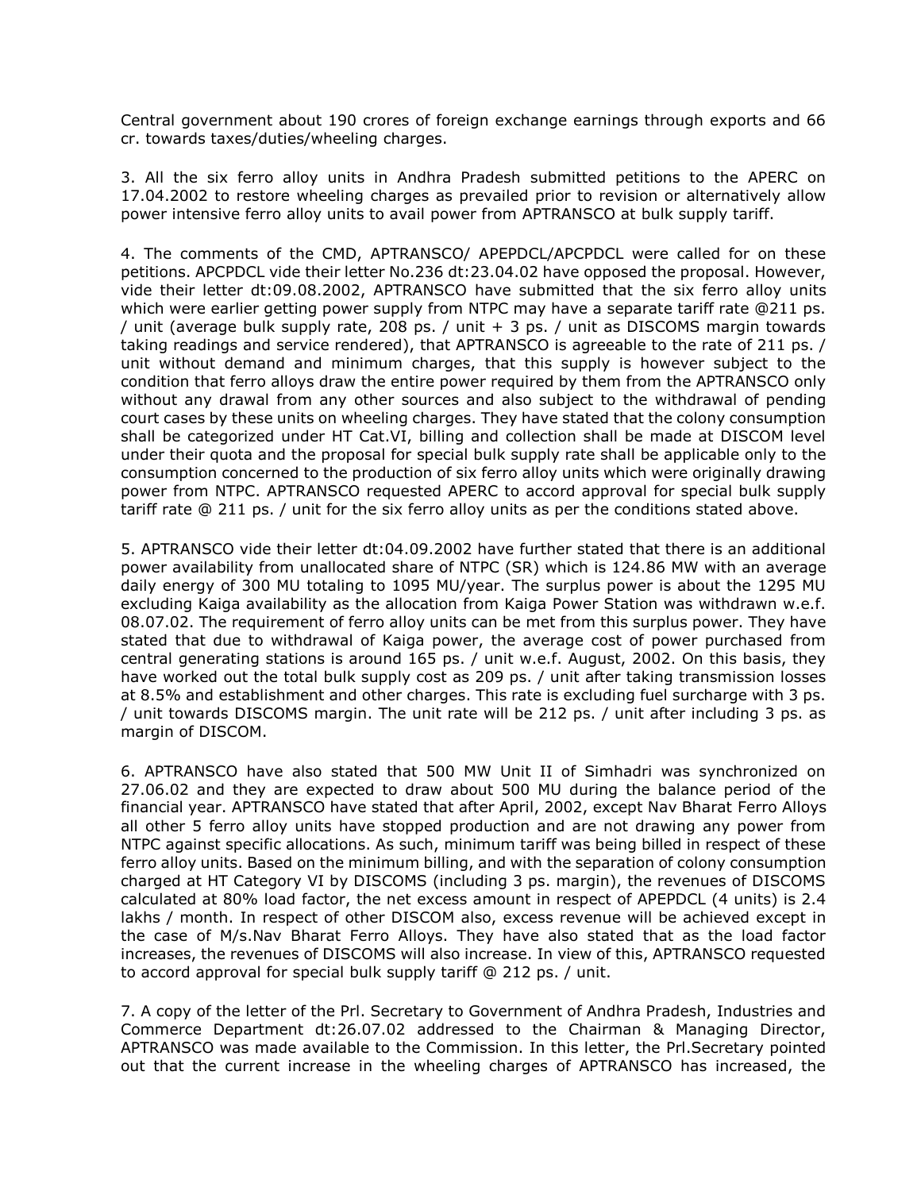Central government about 190 crores of foreign exchange earnings through exports and 66 cr. towards taxes/duties/wheeling charges.

3. All the six ferro alloy units in Andhra Pradesh submitted petitions to the APERC on 17.04.2002 to restore wheeling charges as prevailed prior to revision or alternatively allow power intensive ferro alloy units to avail power from APTRANSCO at bulk supply tariff.

4. The comments of the CMD, APTRANSCO/ APEPDCL/APCPDCL were called for on these petitions. APCPDCL vide their letter No.236 dt:23.04.02 have opposed the proposal. However, vide their letter dt:09.08.2002, APTRANSCO have submitted that the six ferro alloy units which were earlier getting power supply from NTPC may have a separate tariff rate @211 ps. / unit (average bulk supply rate, 208 ps. / unit + 3 ps. / unit as DISCOMS margin towards taking readings and service rendered), that APTRANSCO is agreeable to the rate of 211 ps. / unit without demand and minimum charges, that this supply is however subject to the condition that ferro alloys draw the entire power required by them from the APTRANSCO only without any drawal from any other sources and also subject to the withdrawal of pending court cases by these units on wheeling charges. They have stated that the colony consumption shall be categorized under HT Cat.VI, billing and collection shall be made at DISCOM level under their quota and the proposal for special bulk supply rate shall be applicable only to the consumption concerned to the production of six ferro alloy units which were originally drawing power from NTPC. APTRANSCO requested APERC to accord approval for special bulk supply tariff rate @ 211 ps. / unit for the six ferro alloy units as per the conditions stated above.

5. APTRANSCO vide their letter dt:04.09.2002 have further stated that there is an additional power availability from unallocated share of NTPC (SR) which is 124.86 MW with an average daily energy of 300 MU totaling to 1095 MU/year. The surplus power is about the 1295 MU excluding Kaiga availability as the allocation from Kaiga Power Station was withdrawn w.e.f. 08.07.02. The requirement of ferro alloy units can be met from this surplus power. They have stated that due to withdrawal of Kaiga power, the average cost of power purchased from central generating stations is around 165 ps. / unit w.e.f. August, 2002. On this basis, they have worked out the total bulk supply cost as 209 ps. / unit after taking transmission losses at 8.5% and establishment and other charges. This rate is excluding fuel surcharge with 3 ps. / unit towards DISCOMS margin. The unit rate will be 212 ps. / unit after including 3 ps. as margin of DISCOM.

6. APTRANSCO have also stated that 500 MW Unit II of Simhadri was synchronized on 27.06.02 and they are expected to draw about 500 MU during the balance period of the financial year. APTRANSCO have stated that after April, 2002, except Nav Bharat Ferro Alloys all other 5 ferro alloy units have stopped production and are not drawing any power from NTPC against specific allocations. As such, minimum tariff was being billed in respect of these ferro alloy units. Based on the minimum billing, and with the separation of colony consumption charged at HT Category VI by DISCOMS (including 3 ps. margin), the revenues of DISCOMS calculated at 80% load factor, the net excess amount in respect of APEPDCL (4 units) is 2.4 lakhs / month. In respect of other DISCOM also, excess revenue will be achieved except in the case of M/s.Nav Bharat Ferro Alloys. They have also stated that as the load factor increases, the revenues of DISCOMS will also increase. In view of this, APTRANSCO requested to accord approval for special bulk supply tariff @ 212 ps. / unit.

7. A copy of the letter of the Prl. Secretary to Government of Andhra Pradesh, Industries and Commerce Department dt:26.07.02 addressed to the Chairman & Managing Director, APTRANSCO was made available to the Commission. In this letter, the Prl.Secretary pointed out that the current increase in the wheeling charges of APTRANSCO has increased, the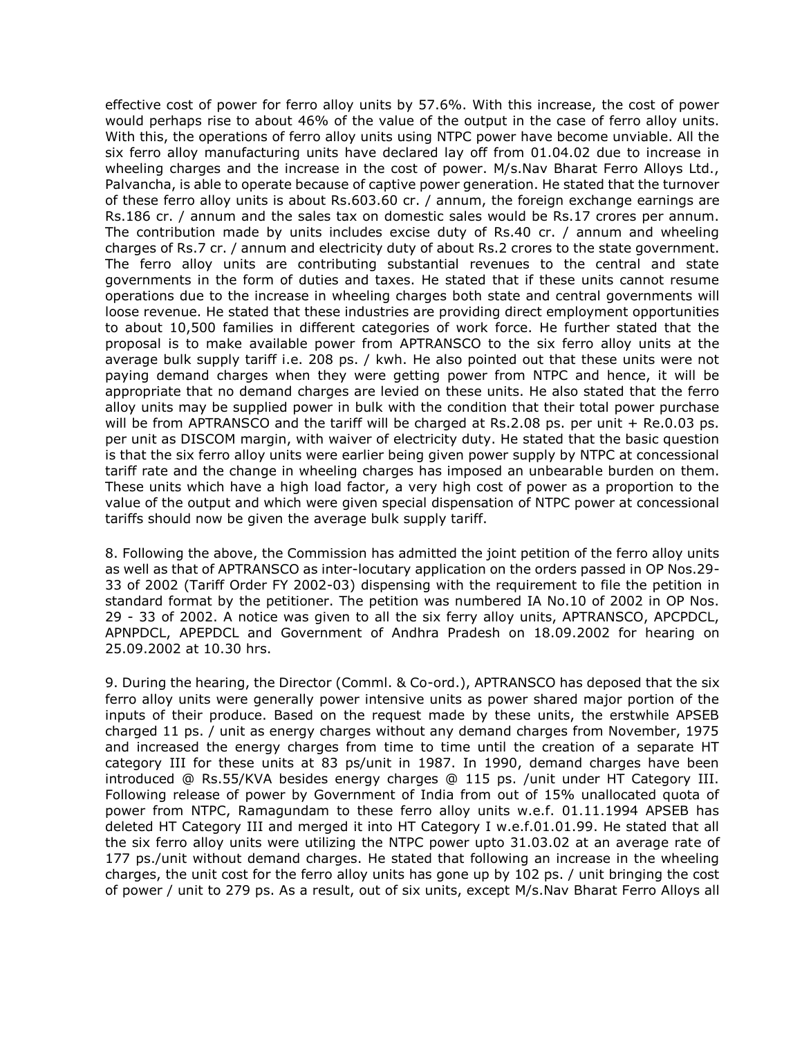effective cost of power for ferro alloy units by 57.6%. With this increase, the cost of power would perhaps rise to about 46% of the value of the output in the case of ferro alloy units. With this, the operations of ferro alloy units using NTPC power have become unviable. All the six ferro alloy manufacturing units have declared lay off from 01.04.02 due to increase in wheeling charges and the increase in the cost of power. M/s.Nav Bharat Ferro Alloys Ltd., Palvancha, is able to operate because of captive power generation. He stated that the turnover of these ferro alloy units is about Rs.603.60 cr. / annum, the foreign exchange earnings are Rs.186 cr. / annum and the sales tax on domestic sales would be Rs.17 crores per annum. The contribution made by units includes excise duty of Rs.40 cr. / annum and wheeling charges of Rs.7 cr. / annum and electricity duty of about Rs.2 crores to the state government. The ferro alloy units are contributing substantial revenues to the central and state governments in the form of duties and taxes. He stated that if these units cannot resume operations due to the increase in wheeling charges both state and central governments will loose revenue. He stated that these industries are providing direct employment opportunities to about 10,500 families in different categories of work force. He further stated that the proposal is to make available power from APTRANSCO to the six ferro alloy units at the average bulk supply tariff i.e. 208 ps. / kwh. He also pointed out that these units were not paying demand charges when they were getting power from NTPC and hence, it will be appropriate that no demand charges are levied on these units. He also stated that the ferro alloy units may be supplied power in bulk with the condition that their total power purchase will be from APTRANSCO and the tariff will be charged at Rs.2.08 ps. per unit + Re.0.03 ps. per unit as DISCOM margin, with waiver of electricity duty. He stated that the basic question is that the six ferro alloy units were earlier being given power supply by NTPC at concessional tariff rate and the change in wheeling charges has imposed an unbearable burden on them. These units which have a high load factor, a very high cost of power as a proportion to the value of the output and which were given special dispensation of NTPC power at concessional tariffs should now be given the average bulk supply tariff.

8. Following the above, the Commission has admitted the joint petition of the ferro alloy units as well as that of APTRANSCO as inter-locutary application on the orders passed in OP Nos.29-33 of 2002 (Tariff Order FY 2002-03) dispensing with the requirement to file the petition in standard format by the petitioner. The petition was numbered IA No.10 of 2002 in OP Nos. 29 - 33 of 2002. A notice was given to all the six ferry alloy units, APTRANSCO, APCPDCL, APNPDCL, APEPDCL and Government of Andhra Pradesh on 18.09.2002 for hearing on 25.09.2002 at 10.30 hrs.

9. During the hearing, the Director (Comml. & Co-ord.), APTRANSCO has deposed that the six ferro alloy units were generally power intensive units as power shared major portion of the inputs of their produce. Based on the request made by these units, the erstwhile APSEB charged 11 ps. / unit as energy charges without any demand charges from November, 1975 and increased the energy charges from time to time until the creation of a separate HT category III for these units at 83 ps/unit in 1987. In 1990, demand charges have been introduced @ Rs.55/KVA besides energy charges @ 115 ps. /unit under HT Category III. Following release of power by Government of India from out of 15% unallocated quota of power from NTPC, Ramagundam to these ferro alloy units w.e.f. 01.11.1994 APSEB has deleted HT Category III and merged it into HT Category I w.e.f.01.01.99. He stated that all the six ferro alloy units were utilizing the NTPC power upto 31.03.02 at an average rate of 177 ps./unit without demand charges. He stated that following an increase in the wheeling charges, the unit cost for the ferro alloy units has gone up by 102 ps. / unit bringing the cost of power / unit to 279 ps. As a result, out of six units, except M/s.Nav Bharat Ferro Alloys all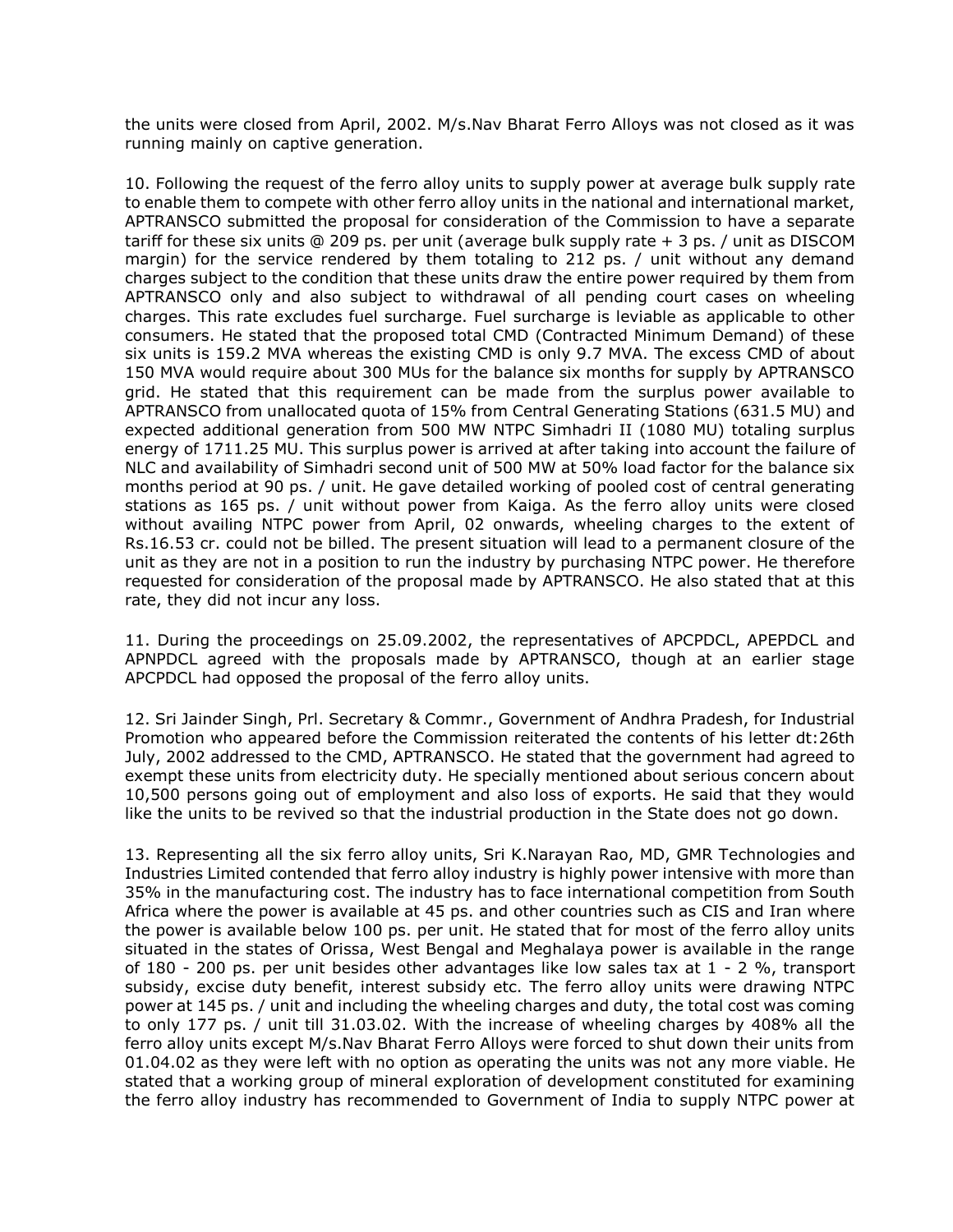the units were closed from April, 2002. M/s.Nav Bharat Ferro Alloys was not closed as it was running mainly on captive generation.

10. Following the request of the ferro alloy units to supply power at average bulk supply rate to enable them to compete with other ferro alloy units in the national and international market, APTRANSCO submitted the proposal for consideration of the Commission to have a separate tariff for these six units @ 209 ps. per unit (average bulk supply rate + 3 ps. / unit as DISCOM margin) for the service rendered by them totaling to 212 ps. / unit without any demand charges subject to the condition that these units draw the entire power required by them from APTRANSCO only and also subject to withdrawal of all pending court cases on wheeling charges. This rate excludes fuel surcharge. Fuel surcharge is leviable as applicable to other consumers. He stated that the proposed total CMD (Contracted Minimum Demand) of these six units is 159.2 MVA whereas the existing CMD is only 9.7 MVA. The excess CMD of about 150 MVA would require about 300 MUs for the balance six months for supply by APTRANSCO grid. He stated that this requirement can be made from the surplus power available to APTRANSCO from unallocated quota of 15% from Central Generating Stations (631.5 MU) and expected additional generation from 500 MW NTPC Simhadri II (1080 MU) totaling surplus energy of 1711.25 MU. This surplus power is arrived at after taking into account the failure of NLC and availability of Simhadri second unit of 500 MW at 50% load factor for the balance six months period at 90 ps. / unit. He gave detailed working of pooled cost of central generating stations as 165 ps. / unit without power from Kaiga. As the ferro alloy units were closed without availing NTPC power from April, 02 onwards, wheeling charges to the extent of Rs.16.53 cr. could not be billed. The present situation will lead to a permanent closure of the unit as they are not in a position to run the industry by purchasing NTPC power. He therefore requested for consideration of the proposal made by APTRANSCO. He also stated that at this rate, they did not incur any loss.

11. During the proceedings on 25.09.2002, the representatives of APCPDCL, APEPDCL and APNPDCL agreed with the proposals made by APTRANSCO, though at an earlier stage APCPDCL had opposed the proposal of the ferro alloy units.

12. Sri Jainder Singh, Prl. Secretary & Commr., Government of Andhra Pradesh, for Industrial Promotion who appeared before the Commission reiterated the contents of his letter dt:26th July, 2002 addressed to the CMD, APTRANSCO. He stated that the government had agreed to exempt these units from electricity duty. He specially mentioned about serious concern about 10,500 persons going out of employment and also loss of exports. He said that they would like the units to be revived so that the industrial production in the State does not go down.

13. Representing all the six ferro alloy units, Sri K.Narayan Rao, MD, GMR Technologies and Industries Limited contended that ferro alloy industry is highly power intensive with more than 35% in the manufacturing cost. The industry has to face international competition from South Africa where the power is available at 45 ps. and other countries such as CIS and Iran where the power is available below 100 ps. per unit. He stated that for most of the ferro alloy units situated in the states of Orissa, West Bengal and Meghalaya power is available in the range of 180 - 200 ps. per unit besides other advantages like low sales tax at 1 - 2 %, transport subsidy, excise duty benefit, interest subsidy etc. The ferro alloy units were drawing NTPC power at 145 ps. / unit and including the wheeling charges and duty, the total cost was coming to only 177 ps. / unit till 31.03.02. With the increase of wheeling charges by 408% all the ferro alloy units except M/s.Nav Bharat Ferro Alloys were forced to shut down their units from 01.04.02 as they were left with no option as operating the units was not any more viable. He stated that a working group of mineral exploration of development constituted for examining the ferro alloy industry has recommended to Government of India to supply NTPC power at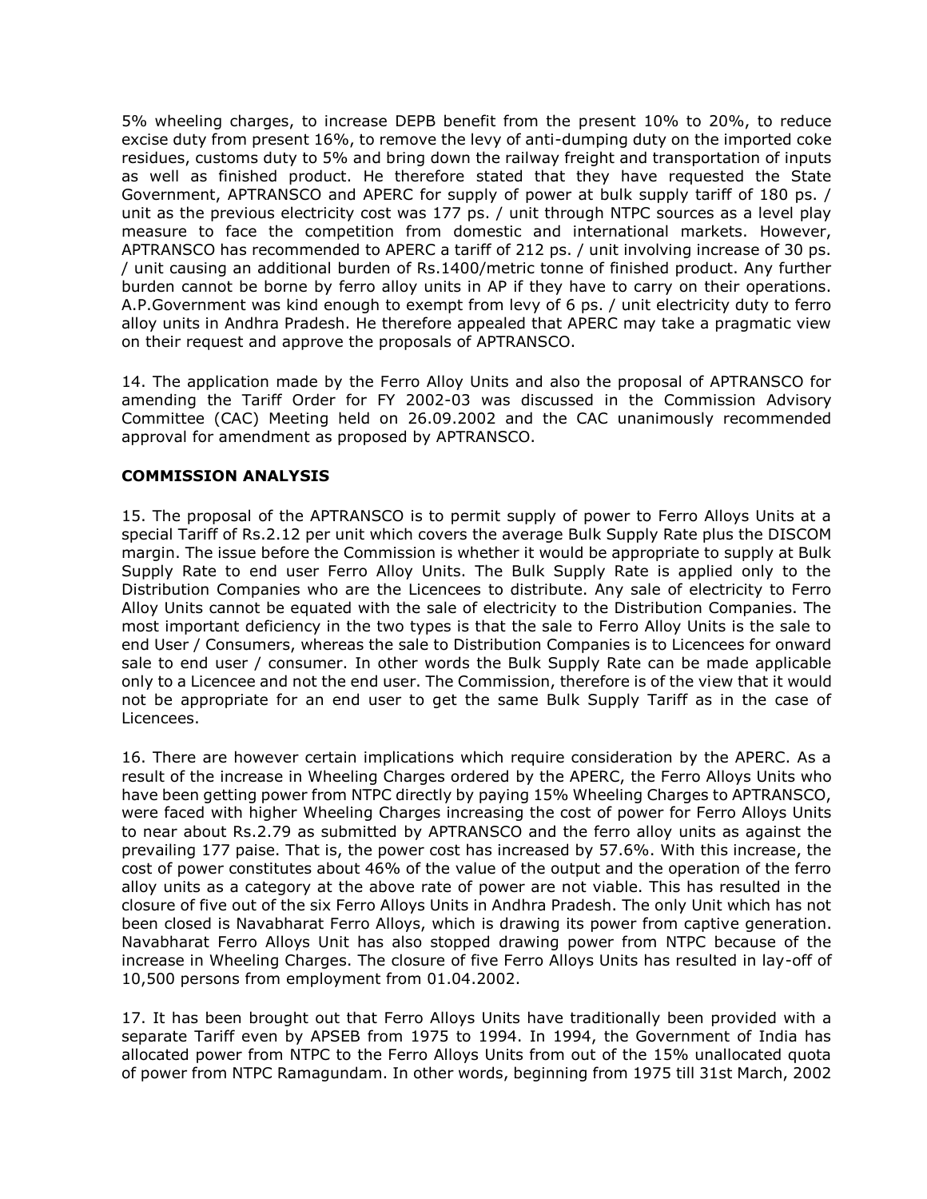5% wheeling charges, to increase DEPB benefit from the present 10% to 20%, to reduce excise duty from present 16%, to remove the levy of anti-dumping duty on the imported coke residues, customs duty to 5% and bring down the railway freight and transportation of inputs as well as finished product. He therefore stated that they have requested the State Government, APTRANSCO and APERC for supply of power at bulk supply tariff of 180 ps. / unit as the previous electricity cost was 177 ps. / unit through NTPC sources as a level play measure to face the competition from domestic and international markets. However, APTRANSCO has recommended to APERC a tariff of 212 ps. / unit involving increase of 30 ps. / unit causing an additional burden of Rs.1400/metric tonne of finished product. Any further burden cannot be borne by ferro alloy units in AP if they have to carry on their operations. A.P.Government was kind enough to exempt from levy of 6 ps. / unit electricity duty to ferro alloy units in Andhra Pradesh. He therefore appealed that APERC may take a pragmatic view on their request and approve the proposals of APTRANSCO.

14. The application made by the Ferro Alloy Units and also the proposal of APTRANSCO for amending the Tariff Order for FY 2002-03 was discussed in the Commission Advisory Committee (CAC) Meeting held on 26.09.2002 and the CAC unanimously recommended approval for amendment as proposed by APTRANSCO.

**COMMISSION ANALYSIS**

15. The proposal of the APTRANSCO is to permit supply of power to Ferro Alloys Units at a special Tariff of Rs.2.12 per unit which covers the average Bulk Supply Rate plus the DISCOM margin. The issue before the Commission is whether it would be appropriate to supply at Bulk Supply Rate to end user Ferro Alloy Units. The Bulk Supply Rate is applied only to the Distribution Companies who are the Licencees to distribute. Any sale of electricity to Ferro Alloy Units cannot be equated with the sale of electricity to the Distribution Companies. The most important deficiency in the two types is that the sale to Ferro Alloy Units is the sale to end User / Consumers, whereas the sale to Distribution Companies is to Licencees for onward sale to end user / consumer. In other words the Bulk Supply Rate can be made applicable only to a Licencee and not the end user. The Commission, therefore is of the view that it would not be appropriate for an end user to get the same Bulk Supply Tariff as in the case of Licencees.

16. There are however certain implications which require consideration by the APERC. As a result of the increase in Wheeling Charges ordered by the APERC, the Ferro Alloys Units who have been getting power from NTPC directly by paying 15% Wheeling Charges to APTRANSCO, were faced with higher Wheeling Charges increasing the cost of power for Ferro Alloys Units to near about Rs.2.79 as submitted by APTRANSCO and the ferro alloy units as against the prevailing 177 paise. That is, the power cost has increased by 57.6%. With this increase, the cost of power constitutes about 46% of the value of the output and the operation of the ferro alloy units as a category at the above rate of power are not viable. This has resulted in the closure of five out of the six Ferro Alloys Units in Andhra Pradesh. The only Unit which has not been closed is Navabharat Ferro Alloys, which is drawing its power from captive generation. Navabharat Ferro Alloys Unit has also stopped drawing power from NTPC because of the increase in Wheeling Charges. The closure of five Ferro Alloys Units has resulted in lay-off of 10,500 persons from employment from 01.04.2002.

17. It has been brought out that Ferro Alloys Units have traditionally been provided with a separate Tariff even by APSEB from 1975 to 1994. In 1994, the Government of India has allocated power from NTPC to the Ferro Alloys Units from out of the 15% unallocated quota of power from NTPC Ramagundam. In other words, beginning from 1975 till 31st March, 2002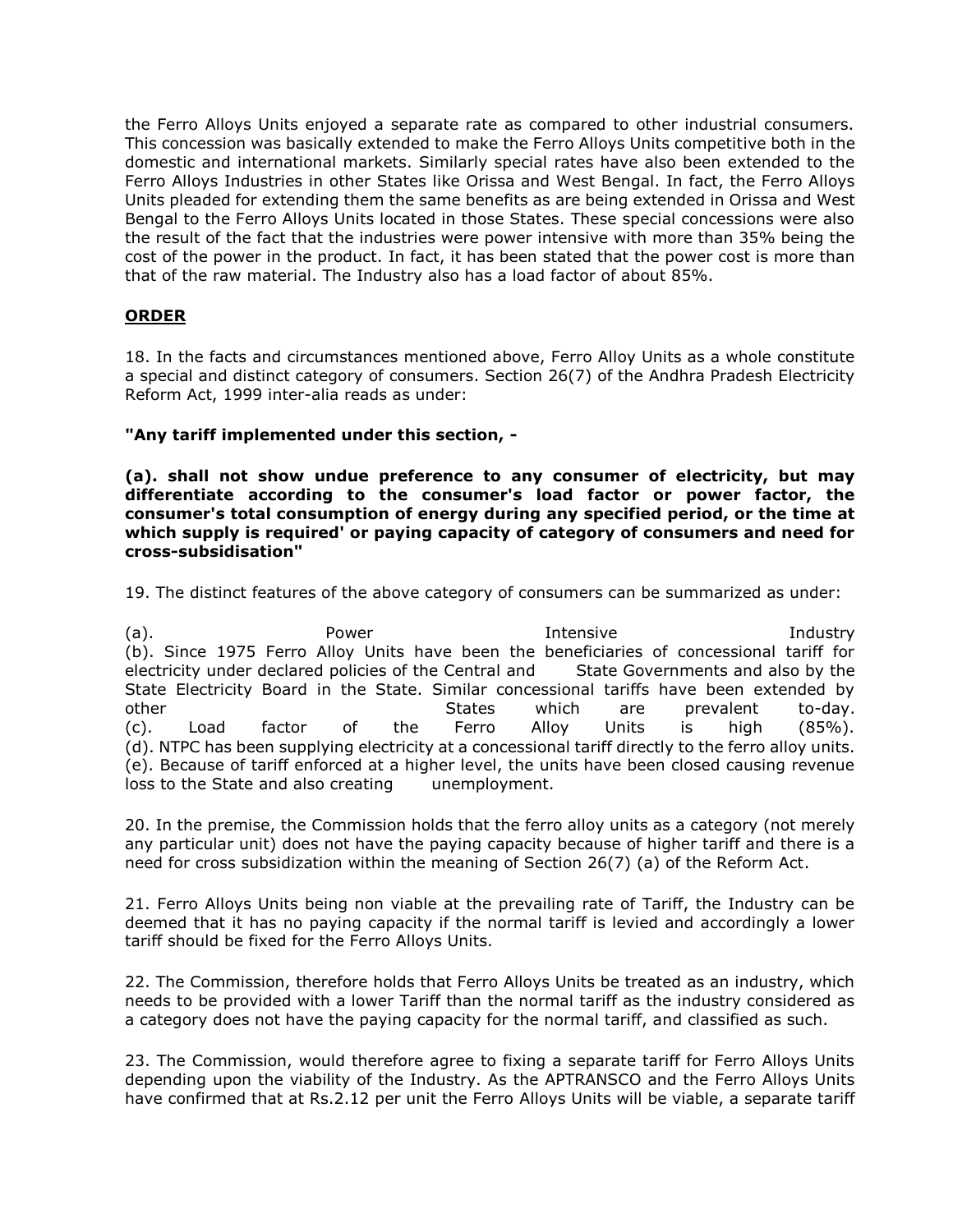the Ferro Alloys Units enjoyed a separate rate as compared to other industrial consumers. This concession was basically extended to make the Ferro Alloys Units competitive both in the domestic and international markets. Similarly special rates have also been extended to the Ferro Alloys Industries in other States like Orissa and West Bengal. In fact, the Ferro Alloys Units pleaded for extending them the same benefits as are being extended in Orissa and West Bengal to the Ferro Alloys Units located in those States. These special concessions were also the result of the fact that the industries were power intensive with more than 35% being the cost of the power in the product. In fact, it has been stated that the power cost is more than that of the raw material. The Industry also has a load factor of about 85%.

## ORDER

18. In the facts and circumstances mentioned above, Ferro Alloy Units as a whole constitute a special and distinct category of consumers. Section 26(7) of the Andhra Pradesh Electricity Reform Act, 1999 inter-alia reads as under:

**"Any tariff implemented under this section, -**

**(a). shall not show undue preference to any consumer of electricity, but may differentiate according to the consumer's load factor or power factor, the consumer's total consumption of energy during any specified period, or the time at which supply is required' or paying capacity of category of consumers and need for cross-subsidisation"**

19. The distinct features of the above category of consumers can be summarized as under:

(a). Power Intensive Industry
(b). Since 1975 Ferro Alloy Units have been the beneficiaries of concessional tariff for electricity under declared policies of the Central and State Governments and also by the State Electricity Board in the State. Similar concessional tariffs have been extended by other States which are prevalent to-day.
(c). Load factor of the Ferro Alloy Units is high (85%).
(d). NTPC has been supplying electricity at a concessional tariff directly to the ferro alloy units.
(e). Because of tariff enforced at a higher level, the units have been closed causing revenue loss to the State and also creating unemployment.

20. In the premise, the Commission holds that the ferro alloy units as a category (not merely any particular unit) does not have the paying capacity because of higher tariff and there is a need for cross subsidization within the meaning of Section 26(7) (a) of the Reform Act.

21. Ferro Alloys Units being non viable at the prevailing rate of Tariff, the Industry can be deemed that it has no paying capacity if the normal tariff is levied and accordingly a lower tariff should be fixed for the Ferro Alloys Units.

22. The Commission, therefore holds that Ferro Alloys Units be treated as an industry, which needs to be provided with a lower Tariff than the normal tariff as the industry considered as a category does not have the paying capacity for the normal tariff, and classified as such.

23. The Commission, would therefore agree to fixing a separate tariff for Ferro Alloys Units depending upon the viability of the Industry. As the APTRANSCO and the Ferro Alloys Units have confirmed that at Rs.2.12 per unit the Ferro Alloys Units will be viable, a separate tariff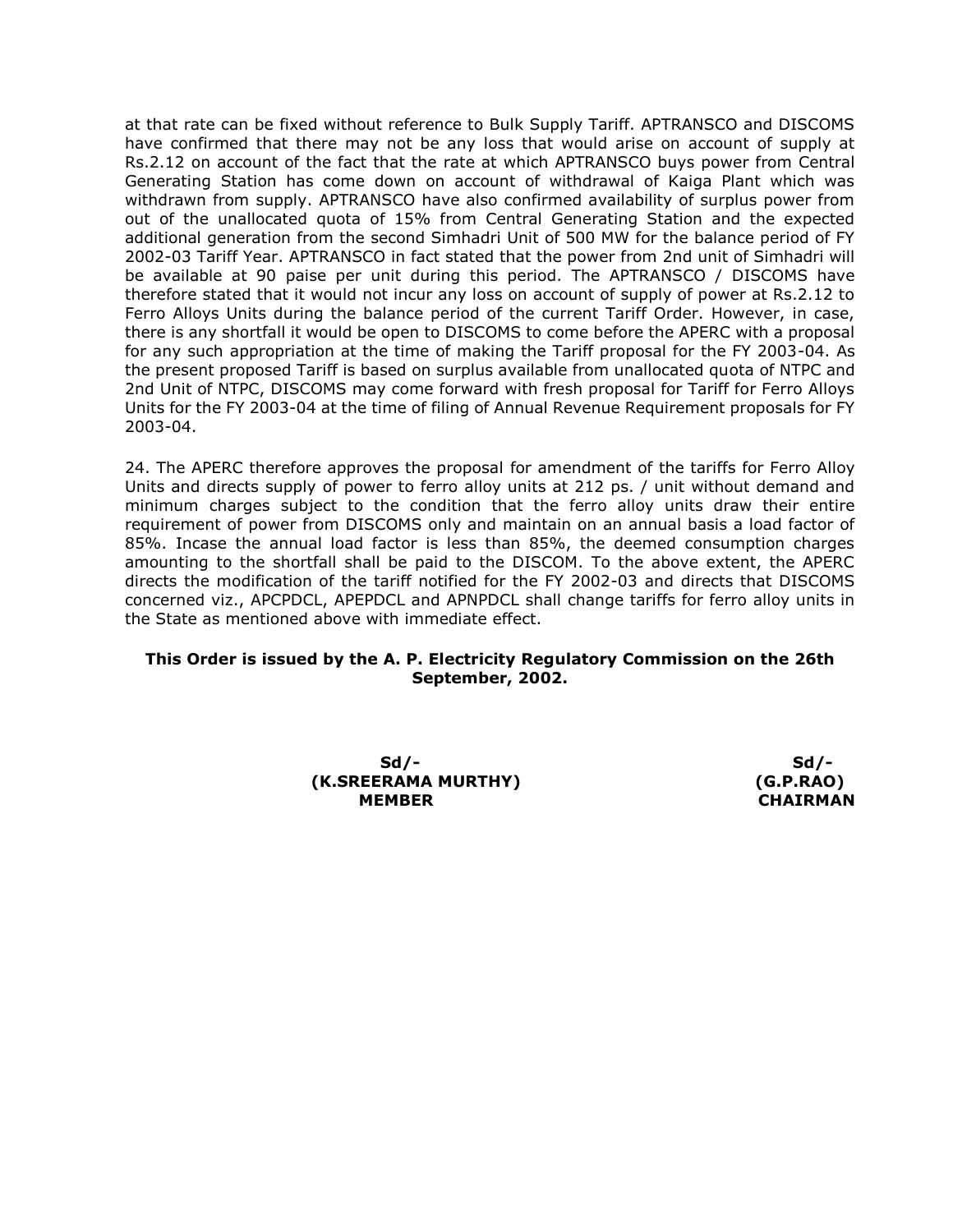at that rate can be fixed without reference to Bulk Supply Tariff. APTRANSCO and DISCOMS have confirmed that there may not be any loss that would arise on account of supply at Rs.2.12 on account of the fact that the rate at which APTRANSCO buys power from Central Generating Station has come down on account of withdrawal of Kaiga Plant which was withdrawn from supply. APTRANSCO have also confirmed availability of surplus power from out of the unallocated quota of 15% from Central Generating Station and the expected additional generation from the second Simhadri Unit of 500 MW for the balance period of FY 2002-03 Tariff Year. APTRANSCO in fact stated that the power from 2nd unit of Simhadri will be available at 90 paise per unit during this period. The APTRANSCO / DISCOMS have therefore stated that it would not incur any loss on account of supply of power at Rs.2.12 to Ferro Alloys Units during the balance period of the current Tariff Order. However, in case, there is any shortfall it would be open to DISCOMS to come before the APERC with a proposal for any such appropriation at the time of making the Tariff proposal for the FY 2003-04. As the present proposed Tariff is based on surplus available from unallocated quota of NTPC and 2nd Unit of NTPC, DISCOMS may come forward with fresh proposal for Tariff for Ferro Alloys Units for the FY 2003-04 at the time of filing of Annual Revenue Requirement proposals for FY 2003-04.

24. The APERC therefore approves the proposal for amendment of the tariffs for Ferro Alloy Units and directs supply of power to ferro alloy units at 212 ps. / unit without demand and minimum charges subject to the condition that the ferro alloy units draw their entire requirement of power from DISCOMS only and maintain on an annual basis a load factor of 85%. Incase the annual load factor is less than 85%, the deemed consumption charges amounting to the shortfall shall be paid to the DISCOM. To the above extent, the APERC directs the modification of the tariff notified for the FY 2002-03 and directs that DISCOMS concerned viz., APCPDCL, APEPDCL and APNPDCL shall change tariffs for ferro alloy units in the State as mentioned above with immediate effect.

**This Order is issued by the A. P. Electricity Regulatory Commission on the 26th September, 2002.**

**Sd/-**
**(K.SREERAMA MURTHY)**
**MEMBER**

**Sd/-**
**(G.P.RAO)**
**CHAIRMAN**